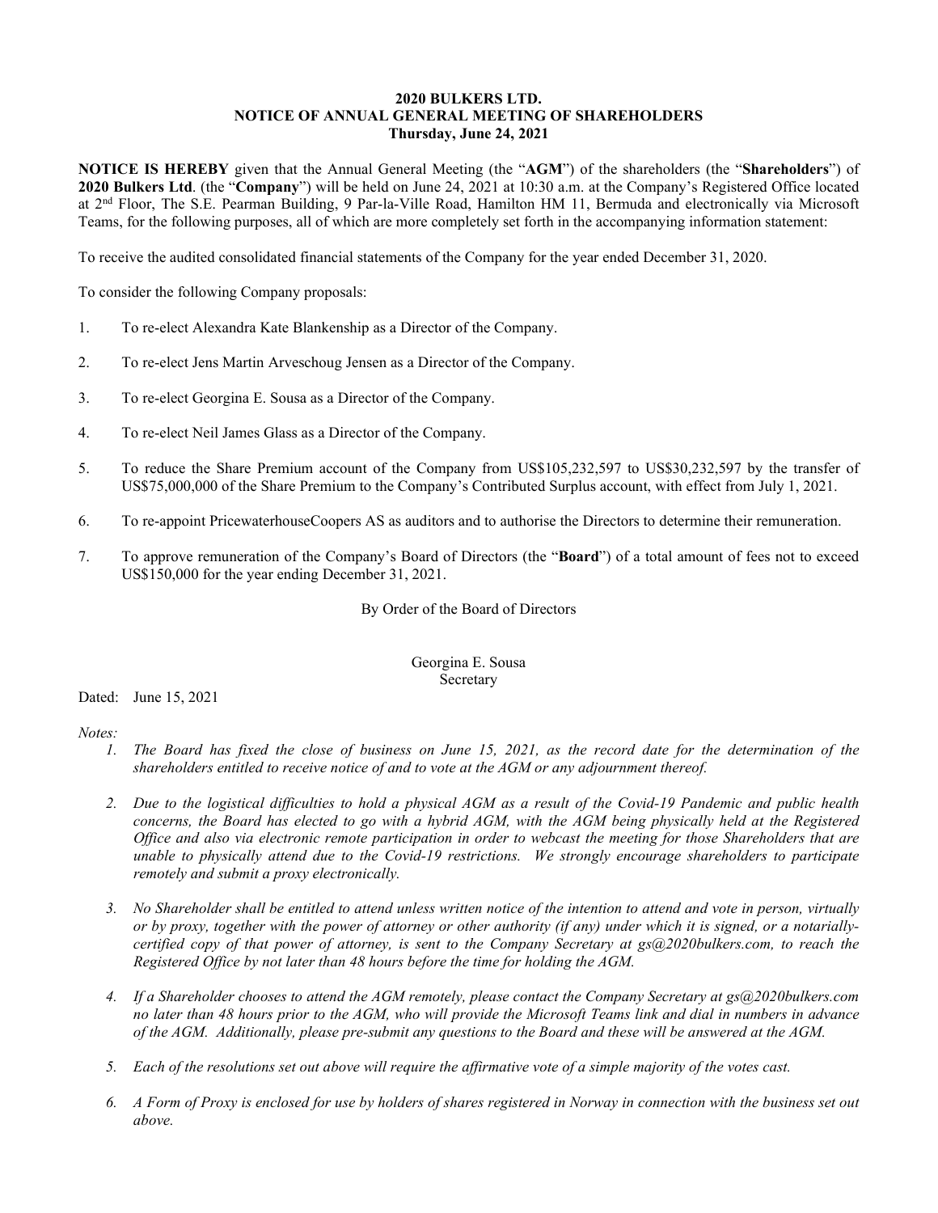# 2020 BULKERS LTD.
## NOTICE OF ANNUAL GENERAL MEETING OF SHAREHOLDERS
### Thursday, June 24, 2021

**NOTICE IS HEREBY** given that the Annual General Meeting (the "**AGM**") of the shareholders (the "**Shareholders**") of **2020 Bulkers Ltd**. (the "**Company**") will be held on June 24, 2021 at 10:30 a.m. at the Company's Registered Office located at 2nd Floor, The S.E. Pearman Building, 9 Par-la-Ville Road, Hamilton HM 11, Bermuda and electronically via Microsoft Teams, for the following purposes, all of which are more completely set forth in the accompanying information statement:

To receive the audited consolidated financial statements of the Company for the year ended December 31, 2020.

To consider the following Company proposals:

1. To re-elect Alexandra Kate Blankenship as a Director of the Company.
2. To re-elect Jens Martin Arveschoug Jensen as a Director of the Company.
3. To re-elect Georgina E. Sousa as a Director of the Company.
4. To re-elect Neil James Glass as a Director of the Company.
5. To reduce the Share Premium account of the Company from US$105,232,597 to US$30,232,597 by the transfer of US$75,000,000 of the Share Premium to the Company's Contributed Surplus account, with effect from July 1, 2021.
6. To re-appoint PricewaterhouseCoopers AS as auditors and to authorise the Directors to determine their remuneration.
7. To approve remuneration of the Company's Board of Directors (the "**Board**") of a total amount of fees not to exceed US$150,000 for the year ending December 31, 2021.

By Order of the Board of Directors

Georgina E. Sousa
Secretary

Dated: June 15, 2021

*Notes:*

1. *The Board has fixed the close of business on June 15, 2021, as the record date for the determination of the shareholders entitled to receive notice of and to vote at the AGM or any adjournment thereof.*
2. *Due to the logistical difficulties to hold a physical AGM as a result of the Covid-19 Pandemic and public health concerns, the Board has elected to go with a hybrid AGM, with the AGM being physically held at the Registered Office and also via electronic remote participation in order to webcast the meeting for those Shareholders that are unable to physically attend due to the Covid-19 restrictions. We strongly encourage shareholders to participate remotely and submit a proxy electronically.*
3. *No Shareholder shall be entitled to attend unless written notice of the intention to attend and vote in person, virtually or by proxy, together with the power of attorney or other authority (if any) under which it is signed, or a notarially-certified copy of that power of attorney, is sent to the Company Secretary at gs@2020bulkers.com, to reach the Registered Office by not later than 48 hours before the time for holding the AGM.*
4. *If a Shareholder chooses to attend the AGM remotely, please contact the Company Secretary at gs@2020bulkers.com no later than 48 hours prior to the AGM, who will provide the Microsoft Teams link and dial in numbers in advance of the AGM. Additionally, please pre-submit any questions to the Board and these will be answered at the AGM.*
5. *Each of the resolutions set out above will require the affirmative vote of a simple majority of the votes cast.*
6. *A Form of Proxy is enclosed for use by holders of shares registered in Norway in connection with the business set out above.*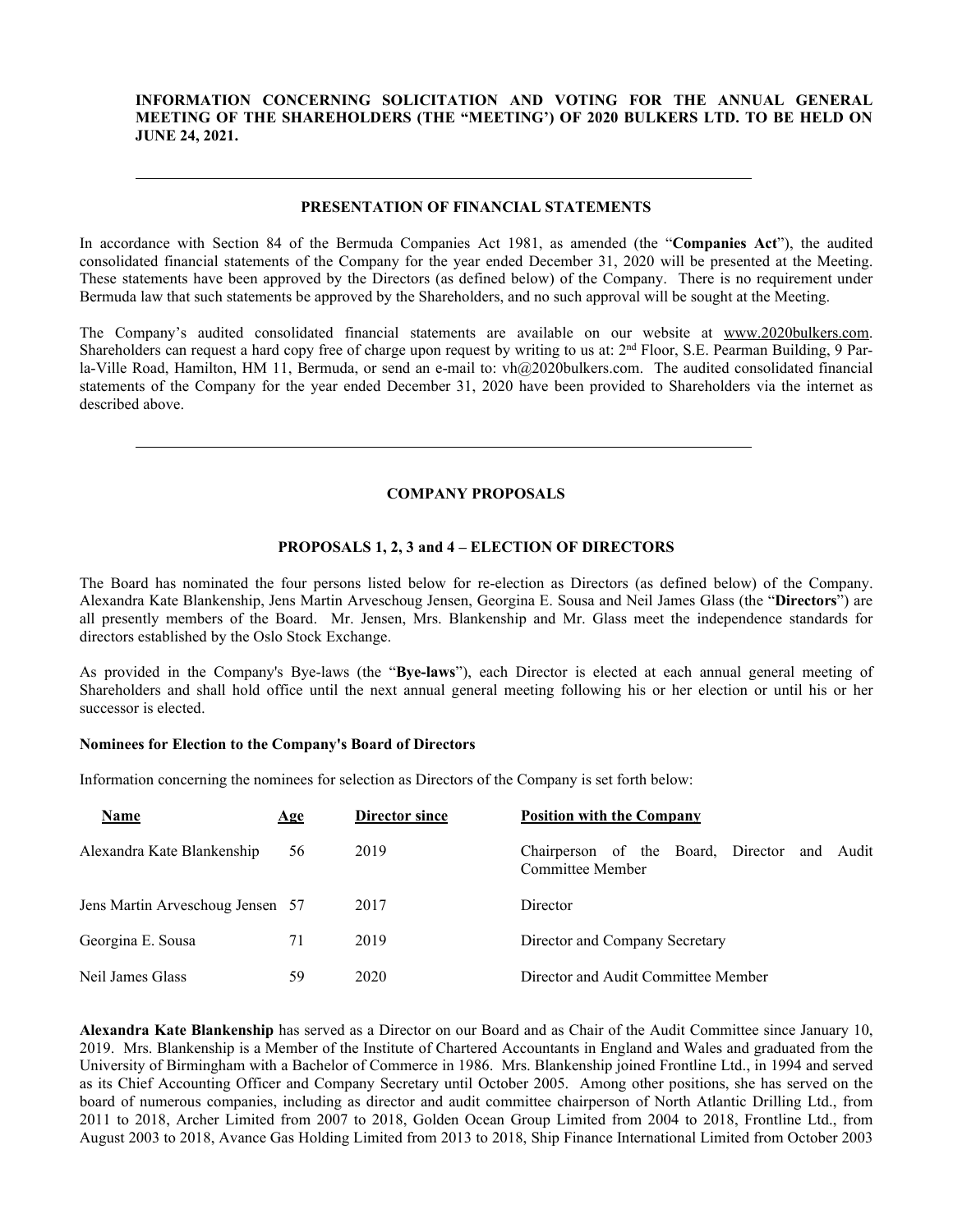**INFORMATION CONCERNING SOLICITATION AND VOTING FOR THE ANNUAL GENERAL MEETING OF THE SHAREHOLDERS (THE "MEETING') OF 2020 BULKERS LTD. TO BE HELD ON JUNE 24, 2021.**

---

## PRESENTATION OF FINANCIAL STATEMENTS

In accordance with Section 84 of the Bermuda Companies Act 1981, as amended (the "**Companies Act**"), the audited consolidated financial statements of the Company for the year ended December 31, 2020 will be presented at the Meeting. These statements have been approved by the Directors (as defined below) of the Company. There is no requirement under Bermuda law that such statements be approved by the Shareholders, and no such approval will be sought at the Meeting.

The Company's audited consolidated financial statements are available on our website at www.2020bulkers.com. Shareholders can request a hard copy free of charge upon request by writing to us at: 2nd Floor, S.E. Pearman Building, 9 Par-la-Ville Road, Hamilton, HM 11, Bermuda, or send an e-mail to: vh@2020bulkers.com. The audited consolidated financial statements of the Company for the year ended December 31, 2020 have been provided to Shareholders via the internet as described above.

---

## COMPANY PROPOSALS

### PROPOSALS 1, 2, 3 and 4 – ELECTION OF DIRECTORS

The Board has nominated the four persons listed below for re-election as Directors (as defined below) of the Company. Alexandra Kate Blankenship, Jens Martin Arveschoug Jensen, Georgina E. Sousa and Neil James Glass (the "**Directors**") are all presently members of the Board. Mr. Jensen, Mrs. Blankenship and Mr. Glass meet the independence standards for directors established by the Oslo Stock Exchange.

As provided in the Company's Bye-laws (the "**Bye-laws**"), each Director is elected at each annual general meeting of Shareholders and shall hold office until the next annual general meeting following his or her election or until his or her successor is elected.

**Nominees for Election to the Company's Board of Directors**

Information concerning the nominees for selection as Directors of the Company is set forth below:

| Name | Age | Director since | Position with the Company |
|---|---|---|---|
| Alexandra Kate Blankenship | 56 | 2019 | Chairperson of the Board, Director and Audit Committee Member |
| Jens Martin Arveschoug Jensen | 57 | 2017 | Director |
| Georgina E. Sousa | 71 | 2019 | Director and Company Secretary |
| Neil James Glass | 59 | 2020 | Director and Audit Committee Member |

**Alexandra Kate Blankenship** has served as a Director on our Board and as Chair of the Audit Committee since January 10, 2019. Mrs. Blankenship is a Member of the Institute of Chartered Accountants in England and Wales and graduated from the University of Birmingham with a Bachelor of Commerce in 1986. Mrs. Blankenship joined Frontline Ltd., in 1994 and served as its Chief Accounting Officer and Company Secretary until October 2005. Among other positions, she has served on the board of numerous companies, including as director and audit committee chairperson of North Atlantic Drilling Ltd., from 2011 to 2018, Archer Limited from 2007 to 2018, Golden Ocean Group Limited from 2004 to 2018, Frontline Ltd., from August 2003 to 2018, Avance Gas Holding Limited from 2013 to 2018, Ship Finance International Limited from October 2003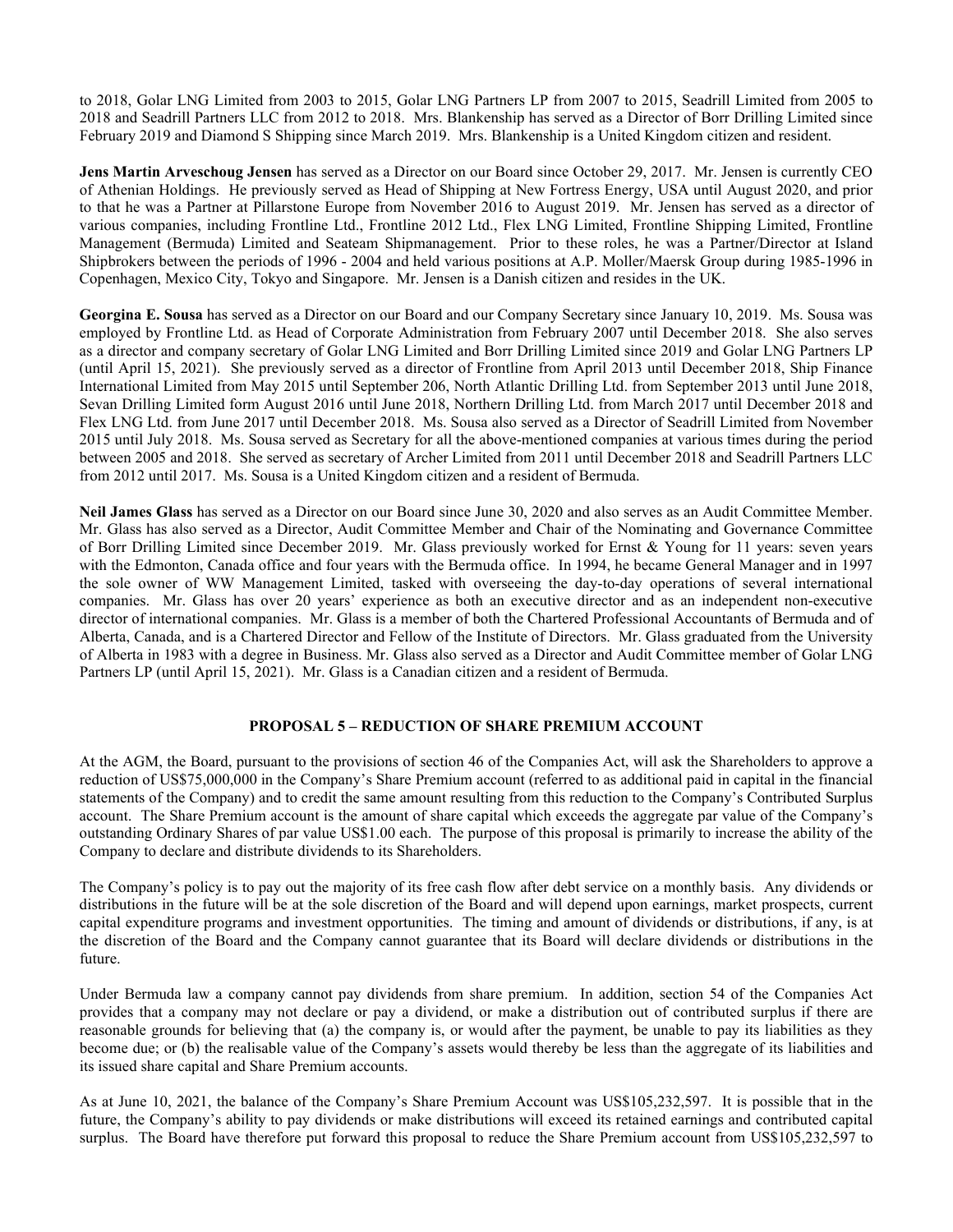to 2018, Golar LNG Limited from 2003 to 2015, Golar LNG Partners LP from 2007 to 2015, Seadrill Limited from 2005 to 2018 and Seadrill Partners LLC from 2012 to 2018. Mrs. Blankenship has served as a Director of Borr Drilling Limited since February 2019 and Diamond S Shipping since March 2019. Mrs. Blankenship is a United Kingdom citizen and resident.

**Jens Martin Arveschoug Jensen** has served as a Director on our Board since October 29, 2017. Mr. Jensen is currently CEO of Athenian Holdings. He previously served as Head of Shipping at New Fortress Energy, USA until August 2020, and prior to that he was a Partner at Pillarstone Europe from November 2016 to August 2019. Mr. Jensen has served as a director of various companies, including Frontline Ltd., Frontline 2012 Ltd., Flex LNG Limited, Frontline Shipping Limited, Frontline Management (Bermuda) Limited and Seateam Shipmanagement. Prior to these roles, he was a Partner/Director at Island Shipbrokers between the periods of 1996 - 2004 and held various positions at A.P. Moller/Maersk Group during 1985-1996 in Copenhagen, Mexico City, Tokyo and Singapore. Mr. Jensen is a Danish citizen and resides in the UK.

**Georgina E. Sousa** has served as a Director on our Board and our Company Secretary since January 10, 2019. Ms. Sousa was employed by Frontline Ltd. as Head of Corporate Administration from February 2007 until December 2018. She also serves as a director and company secretary of Golar LNG Limited and Borr Drilling Limited since 2019 and Golar LNG Partners LP (until April 15, 2021). She previously served as a director of Frontline from April 2013 until December 2018, Ship Finance International Limited from May 2015 until September 206, North Atlantic Drilling Ltd. from September 2013 until June 2018, Sevan Drilling Limited form August 2016 until June 2018, Northern Drilling Ltd. from March 2017 until December 2018 and Flex LNG Ltd. from June 2017 until December 2018. Ms. Sousa also served as a Director of Seadrill Limited from November 2015 until July 2018. Ms. Sousa served as Secretary for all the above-mentioned companies at various times during the period between 2005 and 2018. She served as secretary of Archer Limited from 2011 until December 2018 and Seadrill Partners LLC from 2012 until 2017. Ms. Sousa is a United Kingdom citizen and a resident of Bermuda.

**Neil James Glass** has served as a Director on our Board since June 30, 2020 and also serves as an Audit Committee Member. Mr. Glass has also served as a Director, Audit Committee Member and Chair of the Nominating and Governance Committee of Borr Drilling Limited since December 2019. Mr. Glass previously worked for Ernst & Young for 11 years: seven years with the Edmonton, Canada office and four years with the Bermuda office. In 1994, he became General Manager and in 1997 the sole owner of WW Management Limited, tasked with overseeing the day-to-day operations of several international companies. Mr. Glass has over 20 years' experience as both an executive director and as an independent non-executive director of international companies. Mr. Glass is a member of both the Chartered Professional Accountants of Bermuda and of Alberta, Canada, and is a Chartered Director and Fellow of the Institute of Directors. Mr. Glass graduated from the University of Alberta in 1983 with a degree in Business. Mr. Glass also served as a Director and Audit Committee member of Golar LNG Partners LP (until April 15, 2021). Mr. Glass is a Canadian citizen and a resident of Bermuda.

## PROPOSAL 5 – REDUCTION OF SHARE PREMIUM ACCOUNT

At the AGM, the Board, pursuant to the provisions of section 46 of the Companies Act, will ask the Shareholders to approve a reduction of US$75,000,000 in the Company's Share Premium account (referred to as additional paid in capital in the financial statements of the Company) and to credit the same amount resulting from this reduction to the Company's Contributed Surplus account. The Share Premium account is the amount of share capital which exceeds the aggregate par value of the Company's outstanding Ordinary Shares of par value US$1.00 each. The purpose of this proposal is primarily to increase the ability of the Company to declare and distribute dividends to its Shareholders.

The Company's policy is to pay out the majority of its free cash flow after debt service on a monthly basis. Any dividends or distributions in the future will be at the sole discretion of the Board and will depend upon earnings, market prospects, current capital expenditure programs and investment opportunities. The timing and amount of dividends or distributions, if any, is at the discretion of the Board and the Company cannot guarantee that its Board will declare dividends or distributions in the future.

Under Bermuda law a company cannot pay dividends from share premium. In addition, section 54 of the Companies Act provides that a company may not declare or pay a dividend, or make a distribution out of contributed surplus if there are reasonable grounds for believing that (a) the company is, or would after the payment, be unable to pay its liabilities as they become due; or (b) the realisable value of the Company's assets would thereby be less than the aggregate of its liabilities and its issued share capital and Share Premium accounts.

As at June 10, 2021, the balance of the Company's Share Premium Account was US$105,232,597. It is possible that in the future, the Company's ability to pay dividends or make distributions will exceed its retained earnings and contributed capital surplus. The Board have therefore put forward this proposal to reduce the Share Premium account from US$105,232,597 to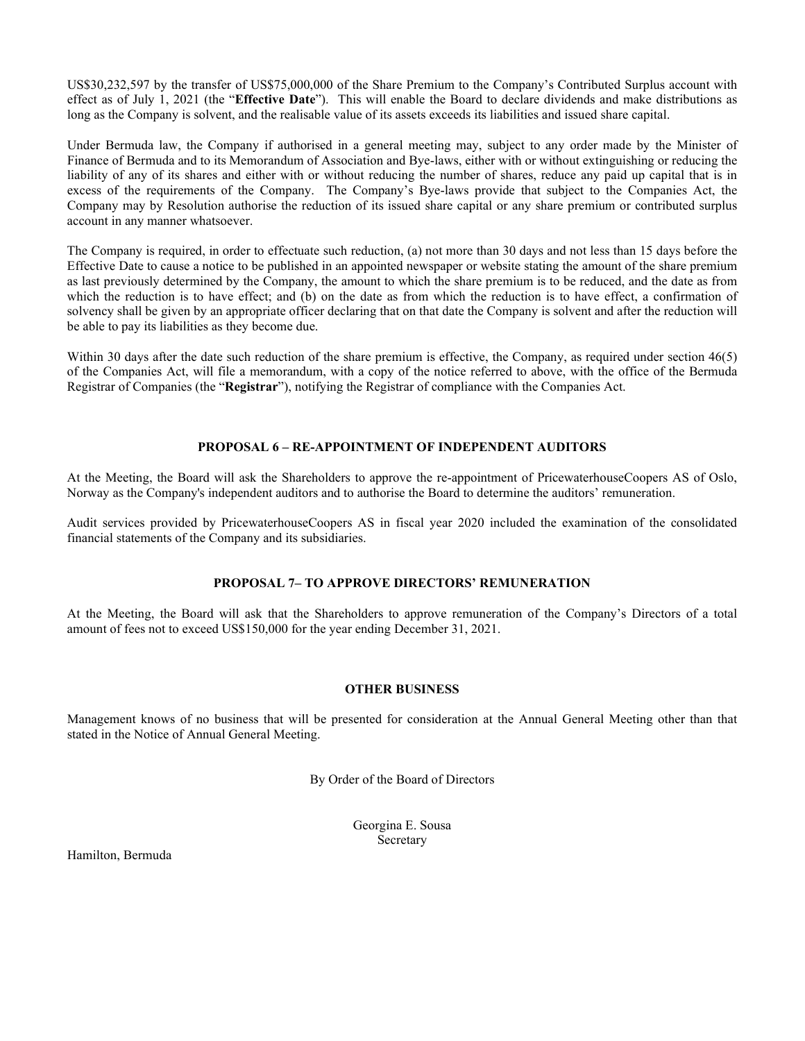US$30,232,597 by the transfer of US$75,000,000 of the Share Premium to the Company's Contributed Surplus account with effect as of July 1, 2021 (the "**Effective Date**"). This will enable the Board to declare dividends and make distributions as long as the Company is solvent, and the realisable value of its assets exceeds its liabilities and issued share capital.

Under Bermuda law, the Company if authorised in a general meeting may, subject to any order made by the Minister of Finance of Bermuda and to its Memorandum of Association and Bye-laws, either with or without extinguishing or reducing the liability of any of its shares and either with or without reducing the number of shares, reduce any paid up capital that is in excess of the requirements of the Company. The Company's Bye-laws provide that subject to the Companies Act, the Company may by Resolution authorise the reduction of its issued share capital or any share premium or contributed surplus account in any manner whatsoever.

The Company is required, in order to effectuate such reduction, (a) not more than 30 days and not less than 15 days before the Effective Date to cause a notice to be published in an appointed newspaper or website stating the amount of the share premium as last previously determined by the Company, the amount to which the share premium is to be reduced, and the date as from which the reduction is to have effect; and (b) on the date as from which the reduction is to have effect, a confirmation of solvency shall be given by an appropriate officer declaring that on that date the Company is solvent and after the reduction will be able to pay its liabilities as they become due.

Within 30 days after the date such reduction of the share premium is effective, the Company, as required under section 46(5) of the Companies Act, will file a memorandum, with a copy of the notice referred to above, with the office of the Bermuda Registrar of Companies (the "**Registrar**"), notifying the Registrar of compliance with the Companies Act.

## PROPOSAL 6 – RE-APPOINTMENT OF INDEPENDENT AUDITORS

At the Meeting, the Board will ask the Shareholders to approve the re-appointment of PricewaterhouseCoopers AS of Oslo, Norway as the Company's independent auditors and to authorise the Board to determine the auditors' remuneration.

Audit services provided by PricewaterhouseCoopers AS in fiscal year 2020 included the examination of the consolidated financial statements of the Company and its subsidiaries.

## PROPOSAL 7– TO APPROVE DIRECTORS' REMUNERATION

At the Meeting, the Board will ask that the Shareholders to approve remuneration of the Company's Directors of a total amount of fees not to exceed US$150,000 for the year ending December 31, 2021.

## OTHER BUSINESS

Management knows of no business that will be presented for consideration at the Annual General Meeting other than that stated in the Notice of Annual General Meeting.

By Order of the Board of Directors

Georgina E. Sousa
Secretary

Hamilton, Bermuda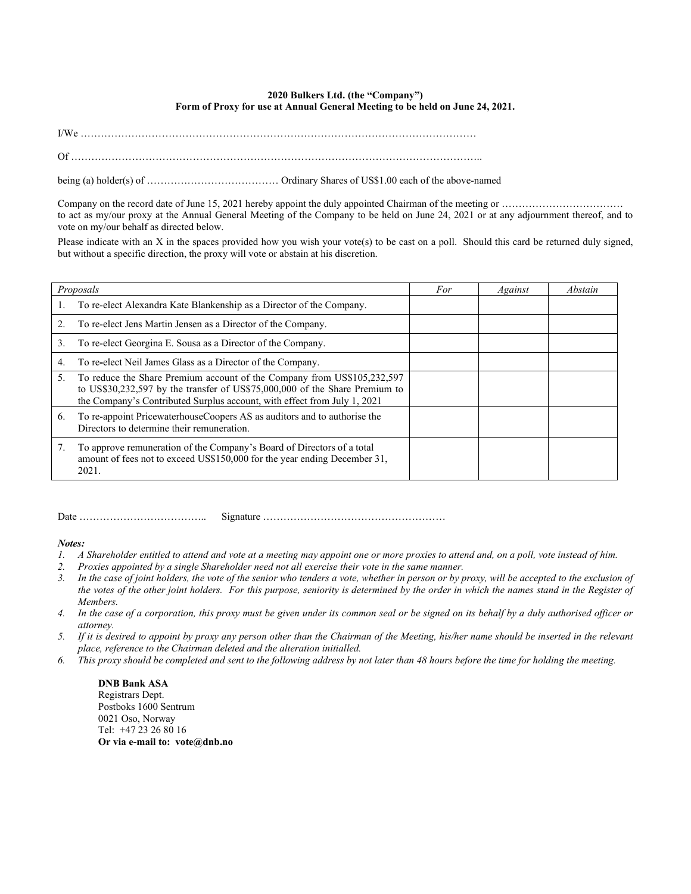**2020 Bulkers Ltd. (the "Company")**
**Form of Proxy for use at Annual General Meeting to be held on June 24, 2021.**

I/We …………………………………………………………………………………………………………

Of …………………………………………………………………………………………………………..

being (a) holder(s) of ………………………………… Ordinary Shares of US$1.00 each of the above-named

Company on the record date of June 15, 2021 hereby appoint the duly appointed Chairman of the meeting or ……………………………… to act as my/our proxy at the Annual General Meeting of the Company to be held on June 24, 2021 or at any adjournment thereof, and to vote on my/our behalf as directed below.

Please indicate with an X in the spaces provided how you wish your vote(s) to be cast on a poll. Should this card be returned duly signed, but without a specific direction, the proxy will vote or abstain at his discretion.

| *Proposals* | *For* | *Against* | *Abstain* |
|---|---|---|---|
| 1. To re-elect Alexandra Kate Blankenship as a Director of the Company. | | | |
| 2. To re-elect Jens Martin Jensen as a Director of the Company. | | | |
| 3. To re-elect Georgina E. Sousa as a Director of the Company. | | | |
| 4. To re-elect Neil James Glass as a Director of the Company. | | | |
| 5. To reduce the Share Premium account of the Company from US$105,232,597 to US$30,232,597 by the transfer of US$75,000,000 of the Share Premium to the Company's Contributed Surplus account, with effect from July 1, 2021 | | | |
| 6. To re-appoint PricewaterhouseCoopers AS as auditors and to authorise the Directors to determine their remuneration. | | | |
| 7. To approve remuneration of the Company's Board of Directors of a total amount of fees not to exceed US$150,000 for the year ending December 31, 2021. | | | |

Date ……………………………….. Signature ………………………………………………

***Notes:***

1. *A Shareholder entitled to attend and vote at a meeting may appoint one or more proxies to attend and, on a poll, vote instead of him.*
2. *Proxies appointed by a single Shareholder need not all exercise their vote in the same manner.*
3. *In the case of joint holders, the vote of the senior who tenders a vote, whether in person or by proxy, will be accepted to the exclusion of the votes of the other joint holders. For this purpose, seniority is determined by the order in which the names stand in the Register of Members.*
4. *In the case of a corporation, this proxy must be given under its common seal or be signed on its behalf by a duly authorised officer or attorney.*
5. *If it is desired to appoint by proxy any person other than the Chairman of the Meeting, his/her name should be inserted in the relevant place, reference to the Chairman deleted and the alteration initialled.*
6. *This proxy should be completed and sent to the following address by not later than 48 hours before the time for holding the meeting.*

**DNB Bank ASA**
Registrars Dept.
Postboks 1600 Sentrum
0021 Oso, Norway
Tel: +47 23 26 80 16
**Or via e-mail to: vote@dnb.no**